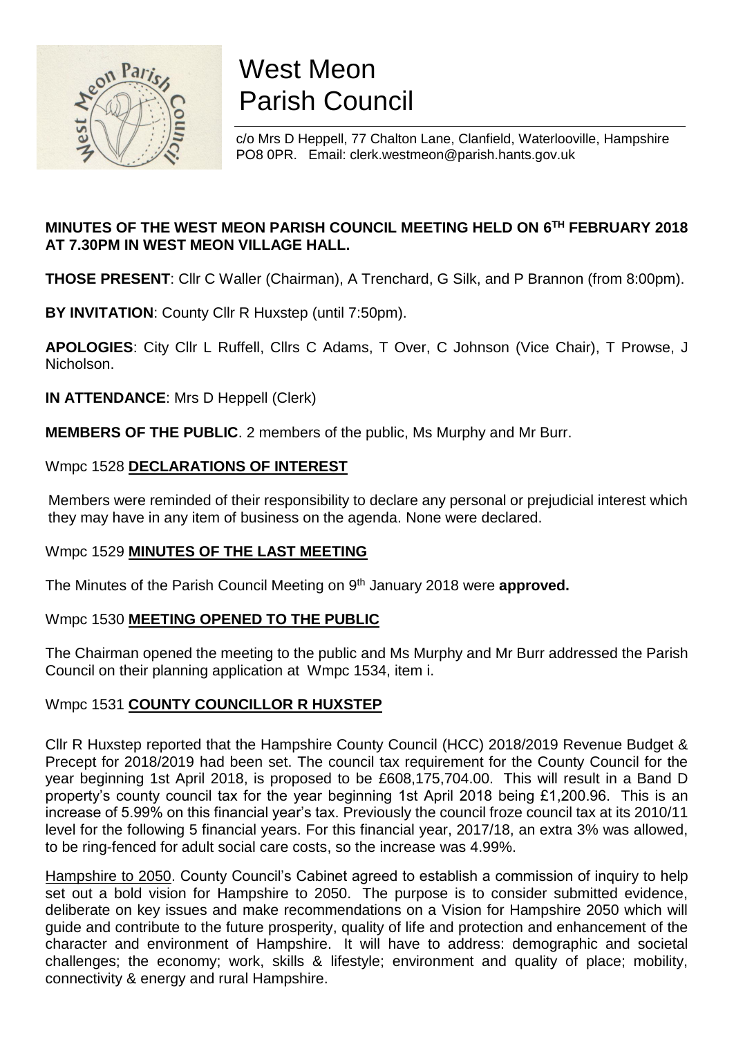# West Meon Parish Council

c/o Mrs D Heppell, 77 Chalton Lane, Clanfield, Waterlooville, Hampshire PO8 0PR. Email: clerk.westmeon@parish.hants.gov.uk

**MINUTES OF THE WEST MEON PARISH COUNCIL MEETING HELD ON 6TH FEBRUARY 2018 AT 7.30PM IN WEST MEON VILLAGE HALL.**

**THOSE PRESENT**: Cllr C Waller (Chairman), A Trenchard, G Silk, and P Brannon (from 8:00pm).

**BY INVITATION**: County Cllr R Huxstep (until 7:50pm).

**APOLOGIES**: City Cllr L Ruffell, Cllrs C Adams, T Over, C Johnson (Vice Chair), T Prowse, J Nicholson.

**IN ATTENDANCE**: Mrs D Heppell (Clerk)

**MEMBERS OF THE PUBLIC**. 2 members of the public, Ms Murphy and Mr Burr.

## Wmpc 1528 DECLARATIONS OF INTEREST

Members were reminded of their responsibility to declare any personal or prejudicial interest which they may have in any item of business on the agenda. None were declared.

## Wmpc 1529 MINUTES OF THE LAST MEETING

The Minutes of the Parish Council Meeting on 9th January 2018 were **approved.**

## Wmpc 1530 MEETING OPENED TO THE PUBLIC

The Chairman opened the meeting to the public and Ms Murphy and Mr Burr addressed the Parish Council on their planning application at Wmpc 1534, item i.

## Wmpc 1531 COUNTY COUNCILLOR R HUXSTEP

Cllr R Huxstep reported that the Hampshire County Council (HCC) 2018/2019 Revenue Budget & Precept for 2018/2019 had been set. The council tax requirement for the County Council for the year beginning 1st April 2018, is proposed to be £608,175,704.00. This will result in a Band D property's county council tax for the year beginning 1st April 2018 being £1,200.96. This is an increase of 5.99% on this financial year's tax. Previously the council froze council tax at its 2010/11 level for the following 5 financial years. For this financial year, 2017/18, an extra 3% was allowed, to be ring-fenced for adult social care costs, so the increase was 4.99%.

Hampshire to 2050. County Council's Cabinet agreed to establish a commission of inquiry to help set out a bold vision for Hampshire to 2050. The purpose is to consider submitted evidence, deliberate on key issues and make recommendations on a Vision for Hampshire 2050 which will guide and contribute to the future prosperity, quality of life and protection and enhancement of the character and environment of Hampshire. It will have to address: demographic and societal challenges; the economy; work, skills & lifestyle; environment and quality of place; mobility, connectivity & energy and rural Hampshire.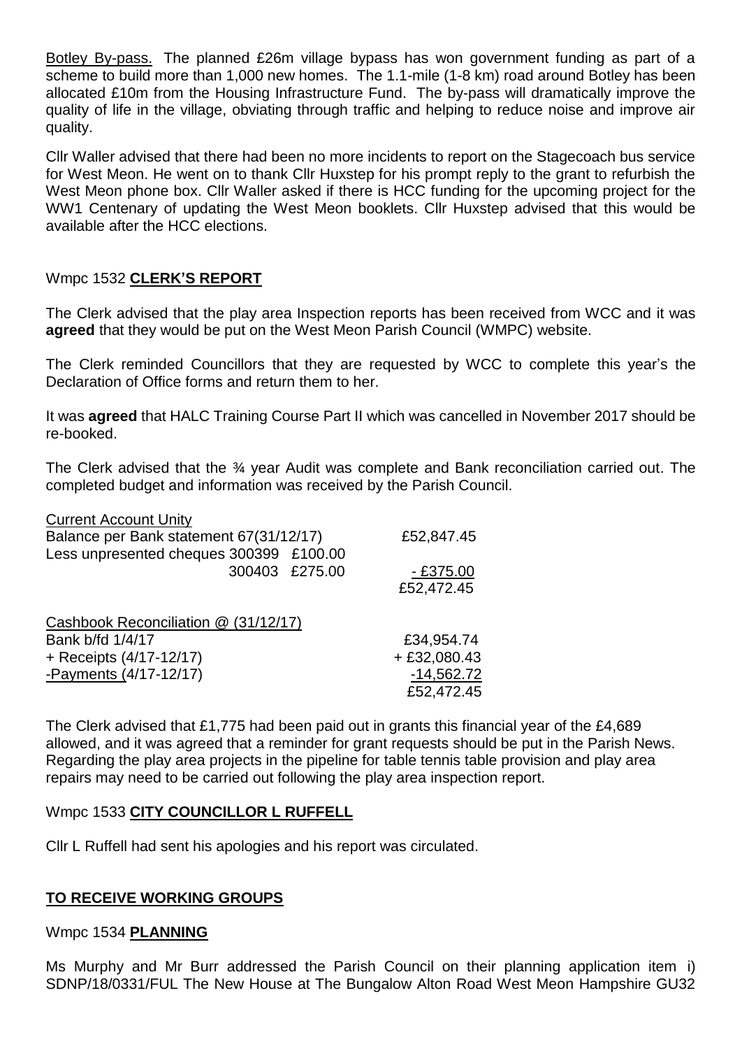Botley By-pass. The planned £26m village bypass has won government funding as part of a scheme to build more than 1,000 new homes. The 1.1-mile (1-8 km) road around Botley has been allocated £10m from the Housing Infrastructure Fund. The by-pass will dramatically improve the quality of life in the village, obviating through traffic and helping to reduce noise and improve air quality.

Cllr Waller advised that there had been no more incidents to report on the Stagecoach bus service for West Meon. He went on to thank Cllr Huxstep for his prompt reply to the grant to refurbish the West Meon phone box. Cllr Waller asked if there is HCC funding for the upcoming project for the WW1 Centenary of updating the West Meon booklets. Cllr Huxstep advised that this would be available after the HCC elections.

## Wmpc 1532 **CLERK'S REPORT**

The Clerk advised that the play area Inspection reports has been received from WCC and it was **agreed** that they would be put on the West Meon Parish Council (WMPC) website.

The Clerk reminded Councillors that they are requested by WCC to complete this year's the Declaration of Office forms and return them to her.

It was **agreed** that HALC Training Course Part II which was cancelled in November 2017 should be re-booked.

The Clerk advised that the ¾ year Audit was complete and Bank reconciliation carried out. The completed budget and information was received by the Parish Council.

| Current Account Unity | | |
|---|---|---|
| Balance per Bank statement 67(31/12/17) | | £52,847.45 |
| Less unpresented cheques 300399 | £100.00 | |
| 300403 | £275.00 | - £375.00 |
| | | £52,472.45 |

| Cashbook Reconciliation @ (31/12/17) | |
|---|---|
| Bank b/fd 1/4/17 | £34,954.74 |
| + Receipts (4/17-12/17) | + £32,080.43 |
| -Payments (4/17-12/17) | -14,562.72 |
| | £52,472.45 |

The Clerk advised that £1,775 had been paid out in grants this financial year of the £4,689 allowed, and it was agreed that a reminder for grant requests should be put in the Parish News. Regarding the play area projects in the pipeline for table tennis table provision and play area repairs may need to be carried out following the play area inspection report.

## Wmpc 1533 **CITY COUNCILLOR L RUFFELL**

Cllr L Ruffell had sent his apologies and his report was circulated.

## **TO RECEIVE WORKING GROUPS**

## Wmpc 1534 **PLANNING**

Ms Murphy and Mr Burr addressed the Parish Council on their planning application item i) SDNP/18/0331/FUL The New House at The Bungalow Alton Road West Meon Hampshire GU32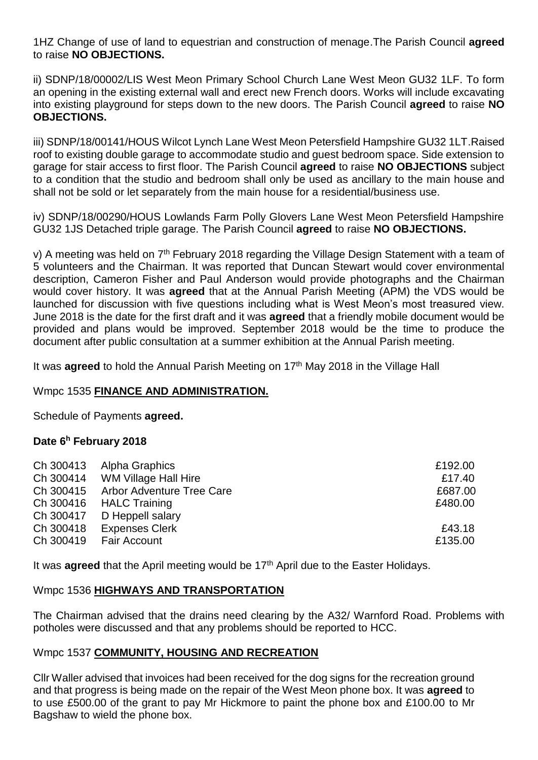1HZ Change of use of land to equestrian and construction of menage.The Parish Council **agreed** to raise **NO OBJECTIONS.**

ii) SDNP/18/00002/LIS West Meon Primary School Church Lane West Meon GU32 1LF. To form an opening in the existing external wall and erect new French doors. Works will include excavating into existing playground for steps down to the new doors. The Parish Council **agreed** to raise **NO OBJECTIONS.**

iii) SDNP/18/00141/HOUS Wilcot Lynch Lane West Meon Petersfield Hampshire GU32 1LT.Raised roof to existing double garage to accommodate studio and guest bedroom space. Side extension to garage for stair access to first floor. The Parish Council **agreed** to raise **NO OBJECTIONS** subject to a condition that the studio and bedroom shall only be used as ancillary to the main house and shall not be sold or let separately from the main house for a residential/business use.

iv) SDNP/18/00290/HOUS Lowlands Farm Polly Glovers Lane West Meon Petersfield Hampshire GU32 1JS Detached triple garage. The Parish Council **agreed** to raise **NO OBJECTIONS.**

v) A meeting was held on 7th February 2018 regarding the Village Design Statement with a team of 5 volunteers and the Chairman. It was reported that Duncan Stewart would cover environmental description, Cameron Fisher and Paul Anderson would provide photographs and the Chairman would cover history. It was **agreed** that at the Annual Parish Meeting (APM) the VDS would be launched for discussion with five questions including what is West Meon's most treasured view. June 2018 is the date for the first draft and it was **agreed** that a friendly mobile document would be provided and plans would be improved. September 2018 would be the time to produce the document after public consultation at a summer exhibition at the Annual Parish meeting.

It was **agreed** to hold the Annual Parish Meeting on 17th May 2018 in the Village Hall

Wmpc 1535 **FINANCE AND ADMINISTRATION.**

Schedule of Payments **agreed.**

**Date 6h February 2018**

| | | |
|---|---|---|
| Ch 300413 | Alpha Graphics | £192.00 |
| Ch 300414 | WM Village Hall Hire | £17.40 |
| Ch 300415 | Arbor Adventure Tree Care | £687.00 |
| Ch 300416 | HALC Training | £480.00 |
| Ch 300417 | D Heppell salary | |
| Ch 300418 | Expenses Clerk | £43.18 |
| Ch 300419 | Fair Account | £135.00 |

It was **agreed** that the April meeting would be 17th April due to the Easter Holidays.

Wmpc 1536 **HIGHWAYS AND TRANSPORTATION**

The Chairman advised that the drains need clearing by the A32/ Warnford Road. Problems with potholes were discussed and that any problems should be reported to HCC.

Wmpc 1537 **COMMUNITY, HOUSING AND RECREATION**

Cllr Waller advised that invoices had been received for the dog signs for the recreation ground and that progress is being made on the repair of the West Meon phone box. It was **agreed** to to use £500.00 of the grant to pay Mr Hickmore to paint the phone box and £100.00 to Mr Bagshaw to wield the phone box.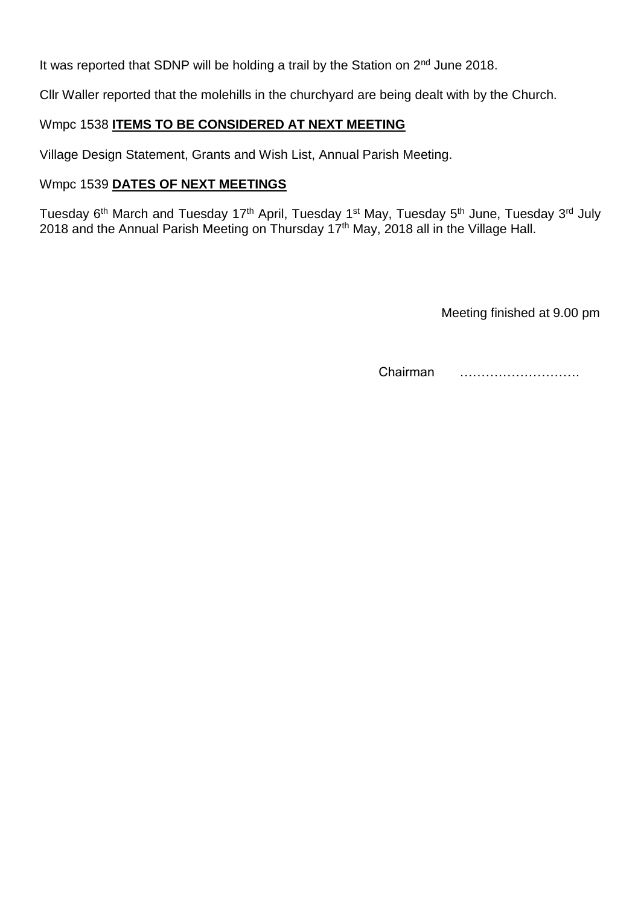It was reported that SDNP will be holding a trail by the Station on 2nd June 2018.

Cllr Waller reported that the molehills in the churchyard are being dealt with by the Church.

Wmpc 1538 **ITEMS TO BE CONSIDERED AT NEXT MEETING**

Village Design Statement, Grants and Wish List, Annual Parish Meeting.

Wmpc 1539 **DATES OF NEXT MEETINGS**

Tuesday 6th March and Tuesday 17th April, Tuesday 1st May, Tuesday 5th June, Tuesday 3rd July 2018 and the Annual Parish Meeting on Thursday 17th May, 2018 all in the Village Hall.

Meeting finished at 9.00 pm

Chairman ……………………….